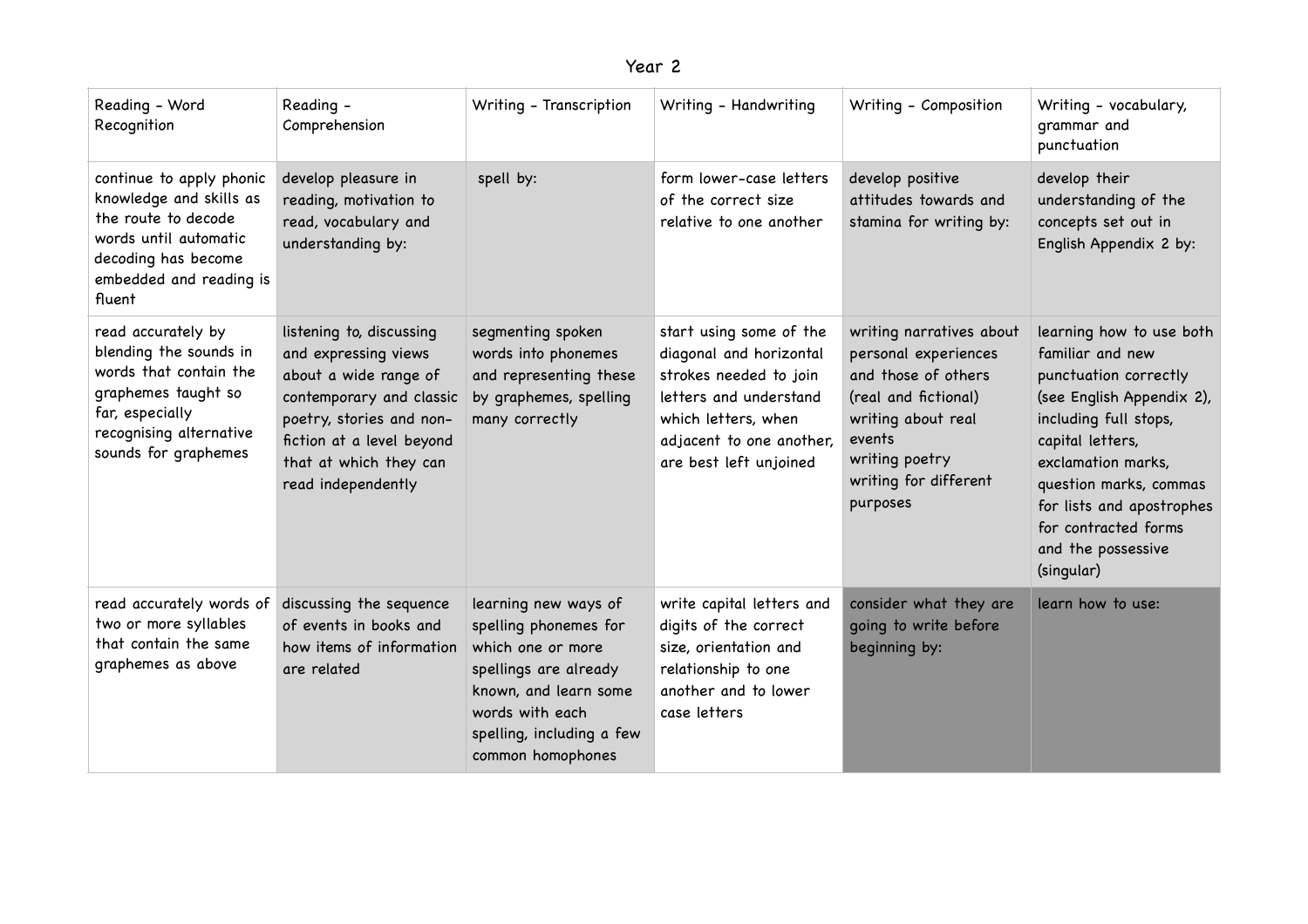# Year 2

| Reading - Word Recognition | Reading - Comprehension | Writing - Transcription | Writing - Handwriting | Writing - Composition | Writing - vocabulary, grammar and punctuation |
|---|---|---|---|---|---|
| continue to apply phonic knowledge and skills as the route to decode words until automatic decoding has become embedded and reading is fluent | develop pleasure in reading, motivation to read, vocabulary and understanding by: | spell by: | form lower-case letters of the correct size relative to one another | develop positive attitudes towards and stamina for writing by: | develop their understanding of the concepts set out in English Appendix 2 by: |
| read accurately by blending the sounds in words that contain the graphemes taught so far, especially recognising alternative sounds for graphemes | listening to, discussing and expressing views about a wide range of contemporary and classic poetry, stories and non-fiction at a level beyond that at which they can read independently | segmenting spoken words into phonemes and representing these by graphemes, spelling many correctly | start using some of the diagonal and horizontal strokes needed to join letters and understand which letters, when adjacent to one another, are best left unjoined | writing narratives about personal experiences and those of others (real and fictional)<br>writing about real events<br>writing poetry<br>writing for different purposes | learning how to use both familiar and new punctuation correctly (see English Appendix 2), including full stops, capital letters, exclamation marks, question marks, commas for lists and apostrophes for contracted forms and the possessive (singular) |
| read accurately words of two or more syllables that contain the same graphemes as above | discussing the sequence of events in books and how items of information are related | learning new ways of spelling phonemes for which one or more spellings are already known, and learn some words with each spelling, including a few common homophones | write capital letters and digits of the correct size, orientation and relationship to one another and to lower case letters | consider what they are going to write before beginning by: | learn how to use: |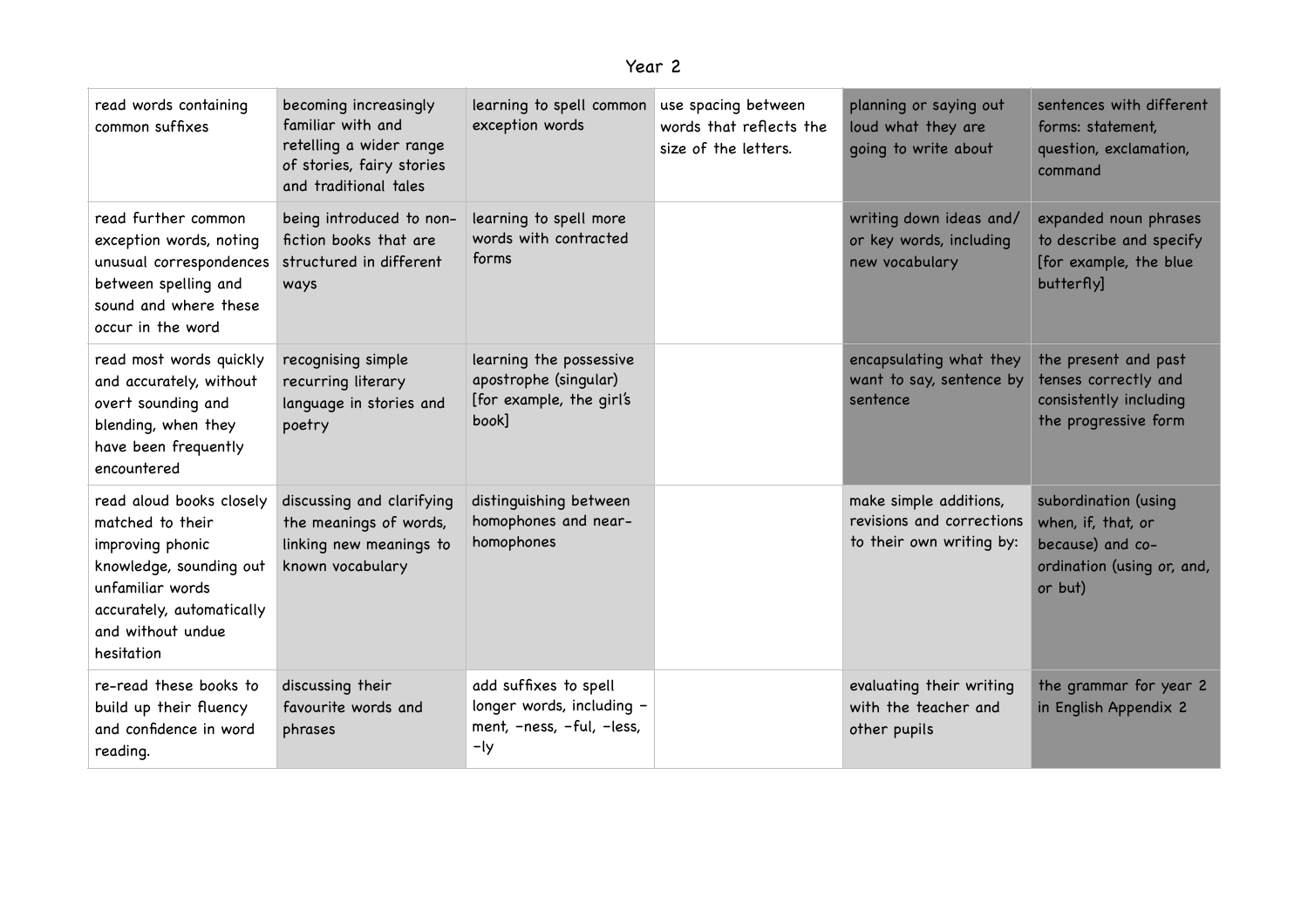# Year 2

| | | | | | |
|---|---|---|---|---|---|
| read words containing common suffixes | becoming increasingly familiar with and retelling a wider range of stories, fairy stories and traditional tales | learning to spell common exception words | use spacing between words that reflects the size of the letters. | planning or saying out loud what they are going to write about | sentences with different forms: statement, question, exclamation, command |
| read further common exception words, noting unusual correspondences between spelling and sound and where these occur in the word | being introduced to non-fiction books that are structured in different ways | learning to spell more words with contracted forms | | writing down ideas and/or key words, including new vocabulary | expanded noun phrases to describe and specify [for example, the blue butterfly] |
| read most words quickly and accurately, without overt sounding and blending, when they have been frequently encountered | recognising simple recurring literary language in stories and poetry | learning the possessive apostrophe (singular) [for example, the girl's book] | | encapsulating what they want to say, sentence by sentence | the present and past tenses correctly and consistently including the progressive form |
| read aloud books closely matched to their improving phonic knowledge, sounding out unfamiliar words accurately, automatically and without undue hesitation | discussing and clarifying the meanings of words, linking new meanings to known vocabulary | distinguishing between homophones and near-homophones | | make simple additions, revisions and corrections to their own writing by: | subordination (using when, if, that, or because) and co-ordination (using or, and, or but) |
| re-read these books to build up their fluency and confidence in word reading. | discussing their favourite words and phrases | add suffixes to spell longer words, including –ment, –ness, –ful, –less, –ly | | evaluating their writing with the teacher and other pupils | the grammar for year 2 in English Appendix 2 |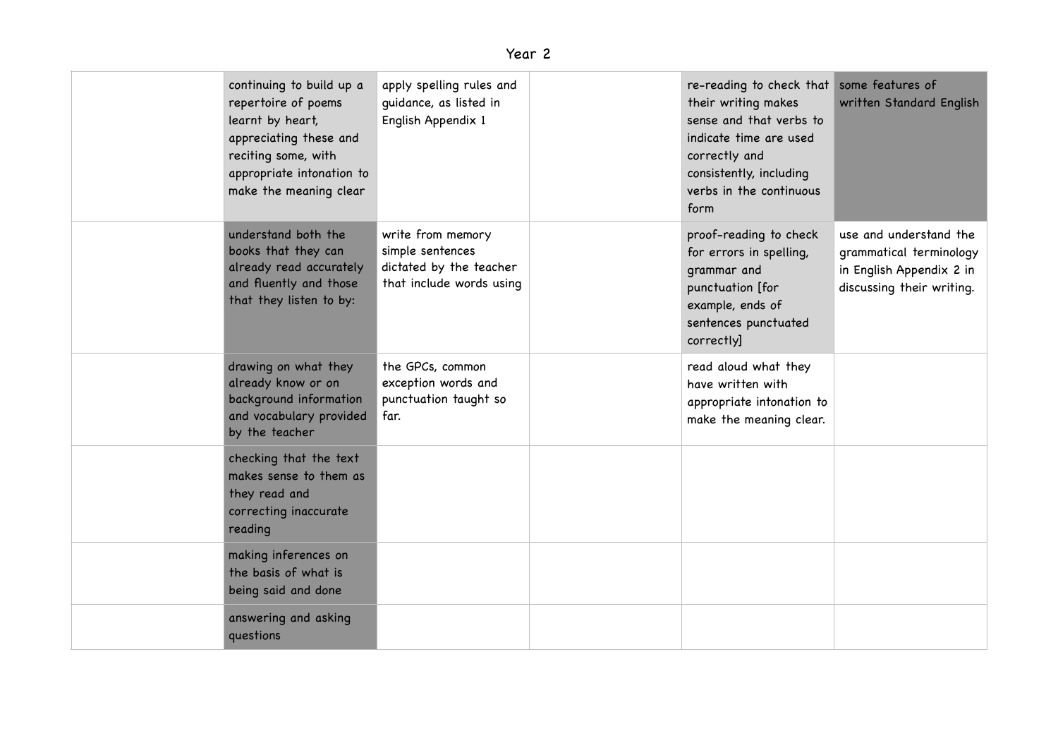# Year 2

| | | | | | |
|---|---|---|---|---|---|
| | continuing to build up a repertoire of poems learnt by heart, appreciating these and reciting some, with appropriate intonation to make the meaning clear | apply spelling rules and guidance, as listed in English Appendix 1 | | re-reading to check that their writing makes sense and that verbs to indicate time are used correctly and consistently, including verbs in the continuous form | some features of written Standard English |
| | understand both the books that they can already read accurately and fluently and those that they listen to by: | write from memory simple sentences dictated by the teacher that include words using | | proof-reading to check for errors in spelling, grammar and punctuation [for example, ends of sentences punctuated correctly] | use and understand the grammatical terminology in English Appendix 2 in discussing their writing. |
| | drawing on what they already know or on background information and vocabulary provided by the teacher | the GPCs, common exception words and punctuation taught so far. | | read aloud what they have written with appropriate intonation to make the meaning clear. | |
| | checking that the text makes sense to them as they read and correcting inaccurate reading | | | | |
| | making inferences on the basis of what is being said and done | | | | |
| | answering and asking questions | | | | |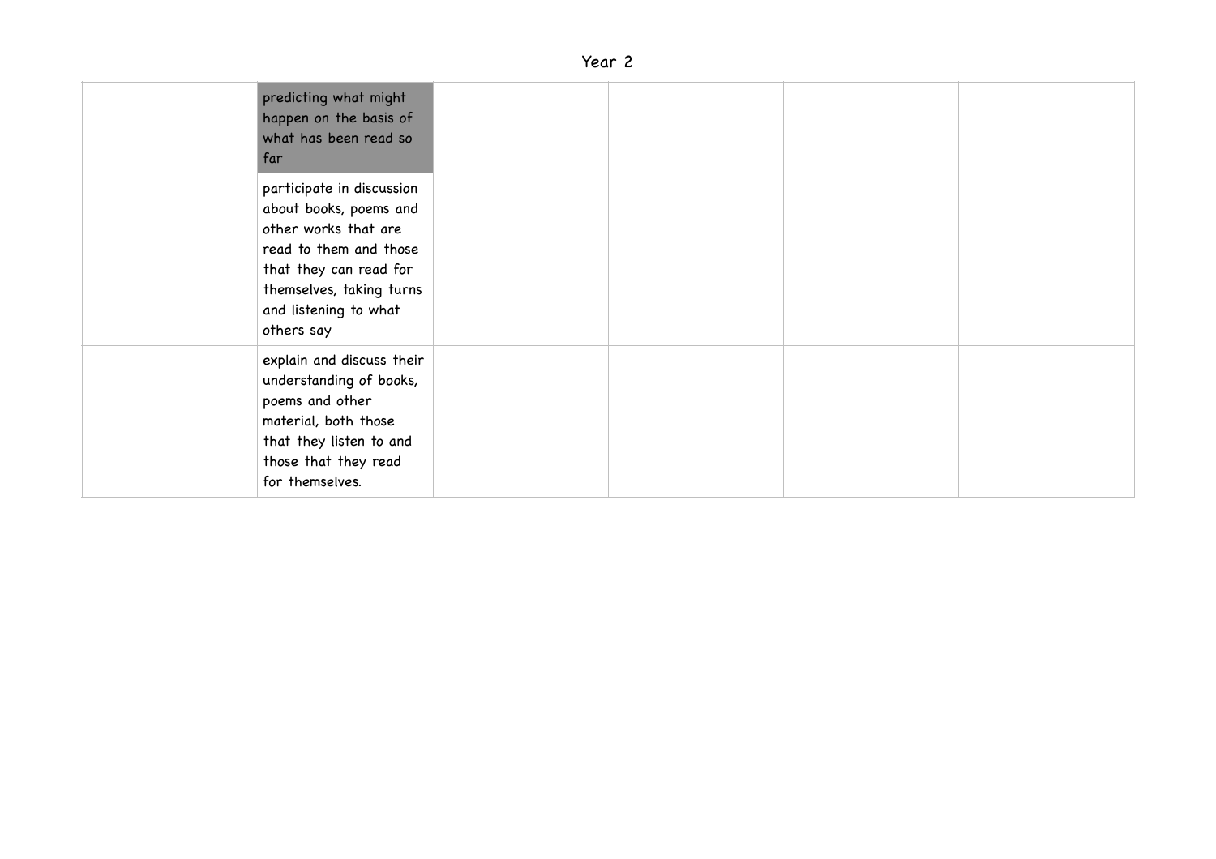Year 2

| | | | | | |
|---|---|---|---|---|---|
| | predicting what might happen on the basis of what has been read so far | | | | |
| | participate in discussion about books, poems and other works that are read to them and those that they can read for themselves, taking turns and listening to what others say | | | | |
| | explain and discuss their understanding of books, poems and other material, both those that they listen to and those that they read for themselves. | | | | |